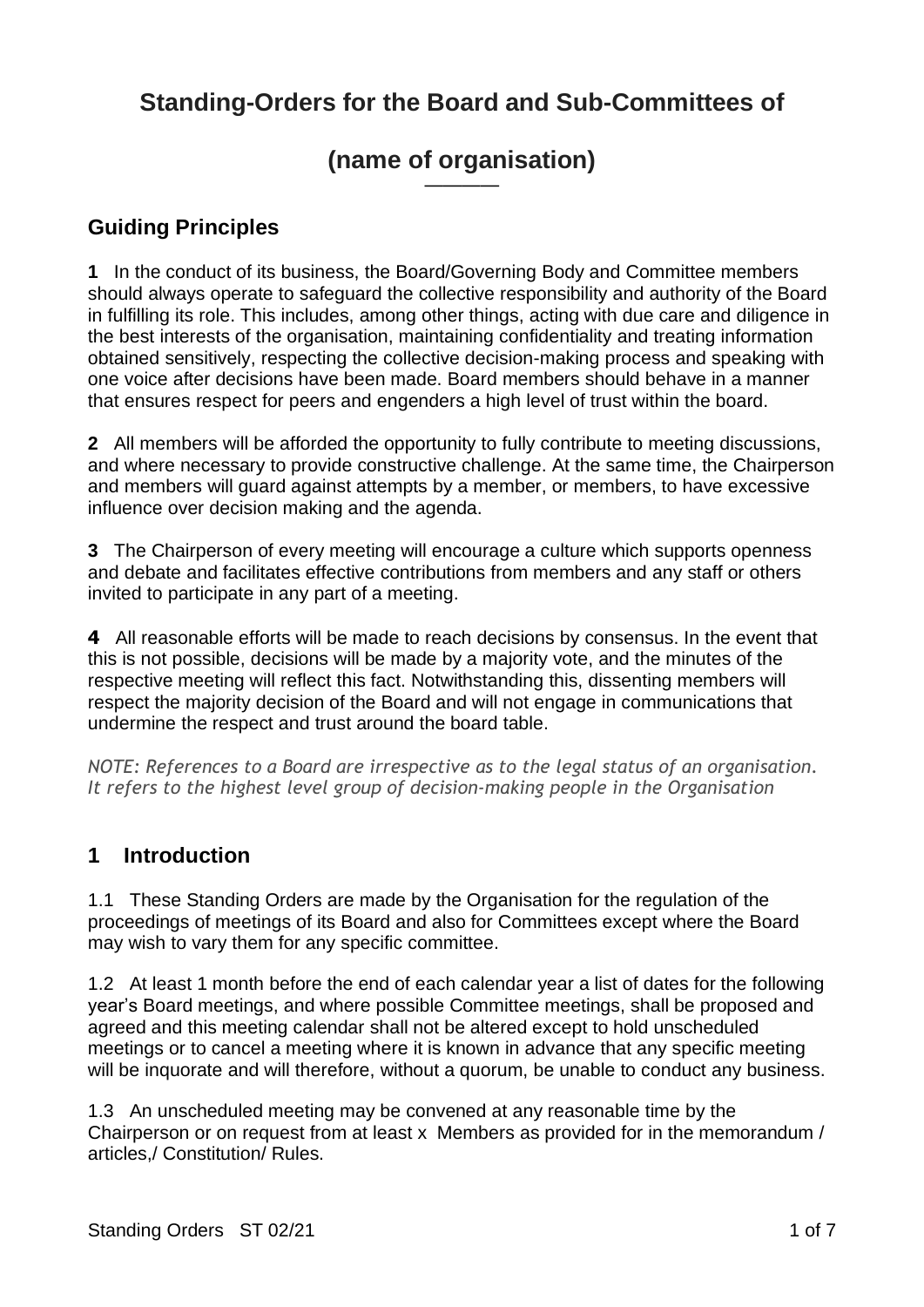# Standing-Orders for the Board and Sub-Committees of

# (name of organisation)

## Guiding Principles

**1** In the conduct of its business, the Board/Governing Body and Committee members should always operate to safeguard the collective responsibility and authority of the Board in fulfilling its role. This includes, among other things, acting with due care and diligence in the best interests of the organisation, maintaining confidentiality and treating information obtained sensitively, respecting the collective decision-making process and speaking with one voice after decisions have been made. Board members should behave in a manner that ensures respect for peers and engenders a high level of trust within the board.

**2** All members will be afforded the opportunity to fully contribute to meeting discussions, and where necessary to provide constructive challenge. At the same time, the Chairperson and members will guard against attempts by a member, or members, to have excessive influence over decision making and the agenda.

**3** The Chairperson of every meeting will encourage a culture which supports openness and debate and facilitates effective contributions from members and any staff or others invited to participate in any part of a meeting.

**4** All reasonable efforts will be made to reach decisions by consensus. In the event that this is not possible, decisions will be made by a majority vote, and the minutes of the respective meeting will reflect this fact. Notwithstanding this, dissenting members will respect the majority decision of the Board and will not engage in communications that undermine the respect and trust around the board table.

*NOTE: References to a Board are irrespective as to the legal status of an organisation. It refers to the highest level group of decision-making people in the Organisation*

## 1 Introduction

1.1 These Standing Orders are made by the Organisation for the regulation of the proceedings of meetings of its Board and also for Committees except where the Board may wish to vary them for any specific committee.

1.2 At least 1 month before the end of each calendar year a list of dates for the following year's Board meetings, and where possible Committee meetings, shall be proposed and agreed and this meeting calendar shall not be altered except to hold unscheduled meetings or to cancel a meeting where it is known in advance that any specific meeting will be inquorate and will therefore, without a quorum, be unable to conduct any business.

1.3 An unscheduled meeting may be convened at any reasonable time by the Chairperson or on request from at least x Members as provided for in the memorandum / articles,/ Constitution/ Rules.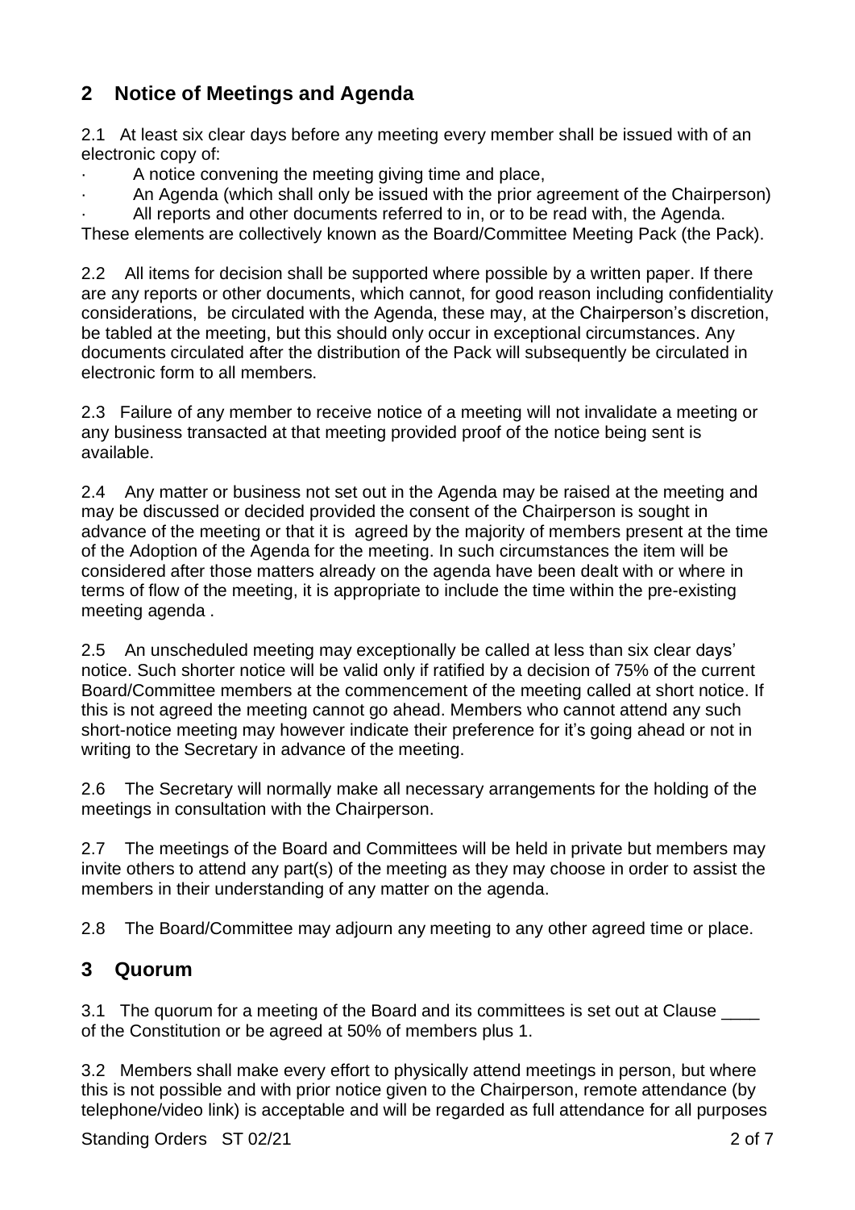## 2 Notice of Meetings and Agenda

2.1 At least six clear days before any meeting every member shall be issued with of an electronic copy of:

- A notice convening the meeting giving time and place,
- An Agenda (which shall only be issued with the prior agreement of the Chairperson)
- All reports and other documents referred to in, or to be read with, the Agenda.

These elements are collectively known as the Board/Committee Meeting Pack (the Pack).

2.2 All items for decision shall be supported where possible by a written paper. If there are any reports or other documents, which cannot, for good reason including confidentiality considerations, be circulated with the Agenda, these may, at the Chairperson's discretion, be tabled at the meeting, but this should only occur in exceptional circumstances. Any documents circulated after the distribution of the Pack will subsequently be circulated in electronic form to all members.

2.3 Failure of any member to receive notice of a meeting will not invalidate a meeting or any business transacted at that meeting provided proof of the notice being sent is available.

2.4 Any matter or business not set out in the Agenda may be raised at the meeting and may be discussed or decided provided the consent of the Chairperson is sought in advance of the meeting or that it is agreed by the majority of members present at the time of the Adoption of the Agenda for the meeting. In such circumstances the item will be considered after those matters already on the agenda have been dealt with or where in terms of flow of the meeting, it is appropriate to include the time within the pre-existing meeting agenda .

2.5 An unscheduled meeting may exceptionally be called at less than six clear days' notice. Such shorter notice will be valid only if ratified by a decision of 75% of the current Board/Committee members at the commencement of the meeting called at short notice. If this is not agreed the meeting cannot go ahead. Members who cannot attend any such short-notice meeting may however indicate their preference for it's going ahead or not in writing to the Secretary in advance of the meeting.

2.6 The Secretary will normally make all necessary arrangements for the holding of the meetings in consultation with the Chairperson.

2.7 The meetings of the Board and Committees will be held in private but members may invite others to attend any part(s) of the meeting as they may choose in order to assist the members in their understanding of any matter on the agenda.

2.8 The Board/Committee may adjourn any meeting to any other agreed time or place.

## 3 Quorum

3.1 The quorum for a meeting of the Board and its committees is set out at Clause ____ of the Constitution or be agreed at 50% of members plus 1.

3.2 Members shall make every effort to physically attend meetings in person, but where this is not possible and with prior notice given to the Chairperson, remote attendance (by telephone/video link) is acceptable and will be regarded as full attendance for all purposes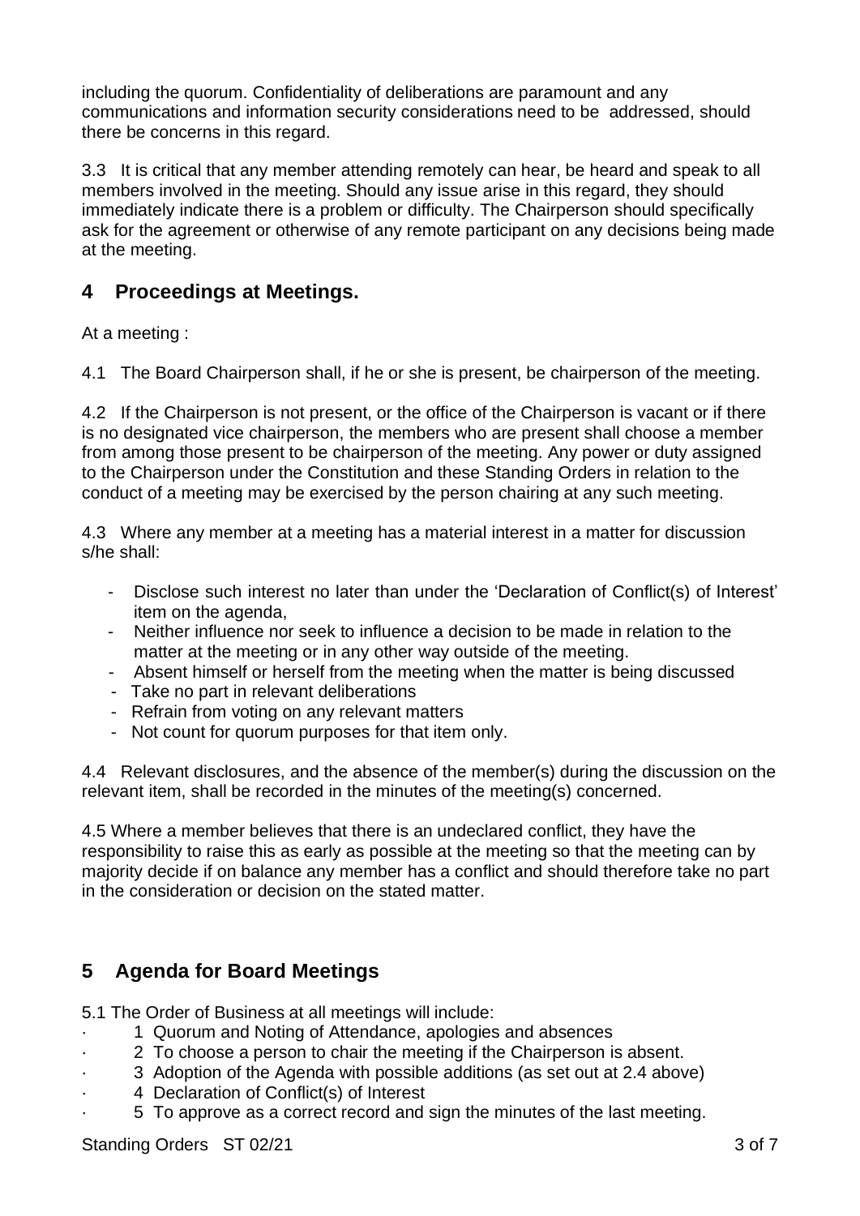including the quorum. Confidentiality of deliberations are paramount and any communications and information security considerations need to be addressed, should there be concerns in this regard.

3.3 It is critical that any member attending remotely can hear, be heard and speak to all members involved in the meeting. Should any issue arise in this regard, they should immediately indicate there is a problem or difficulty. The Chairperson should specifically ask for the agreement or otherwise of any remote participant on any decisions being made at the meeting.

## 4 Proceedings at Meetings.

At a meeting :

4.1 The Board Chairperson shall, if he or she is present, be chairperson of the meeting.

4.2 If the Chairperson is not present, or the office of the Chairperson is vacant or if there is no designated vice chairperson, the members who are present shall choose a member from among those present to be chairperson of the meeting. Any power or duty assigned to the Chairperson under the Constitution and these Standing Orders in relation to the conduct of a meeting may be exercised by the person chairing at any such meeting.

4.3 Where any member at a meeting has a material interest in a matter for discussion s/he shall:

- Disclose such interest no later than under the 'Declaration of Conflict(s) of Interest' item on the agenda,
- Neither influence nor seek to influence a decision to be made in relation to the matter at the meeting or in any other way outside of the meeting.
- Absent himself or herself from the meeting when the matter is being discussed
- Take no part in relevant deliberations
- Refrain from voting on any relevant matters
- Not count for quorum purposes for that item only.

4.4 Relevant disclosures, and the absence of the member(s) during the discussion on the relevant item, shall be recorded in the minutes of the meeting(s) concerned.

4.5 Where a member believes that there is an undeclared conflict, they have the responsibility to raise this as early as possible at the meeting so that the meeting can by majority decide if on balance any member has a conflict and should therefore take no part in the consideration or decision on the stated matter.

## 5 Agenda for Board Meetings

5.1 The Order of Business at all meetings will include:

- 1 Quorum and Noting of Attendance, apologies and absences
- 2 To choose a person to chair the meeting if the Chairperson is absent.
- 3 Adoption of the Agenda with possible additions (as set out at 2.4 above)
- 4 Declaration of Conflict(s) of Interest
- 5 To approve as a correct record and sign the minutes of the last meeting.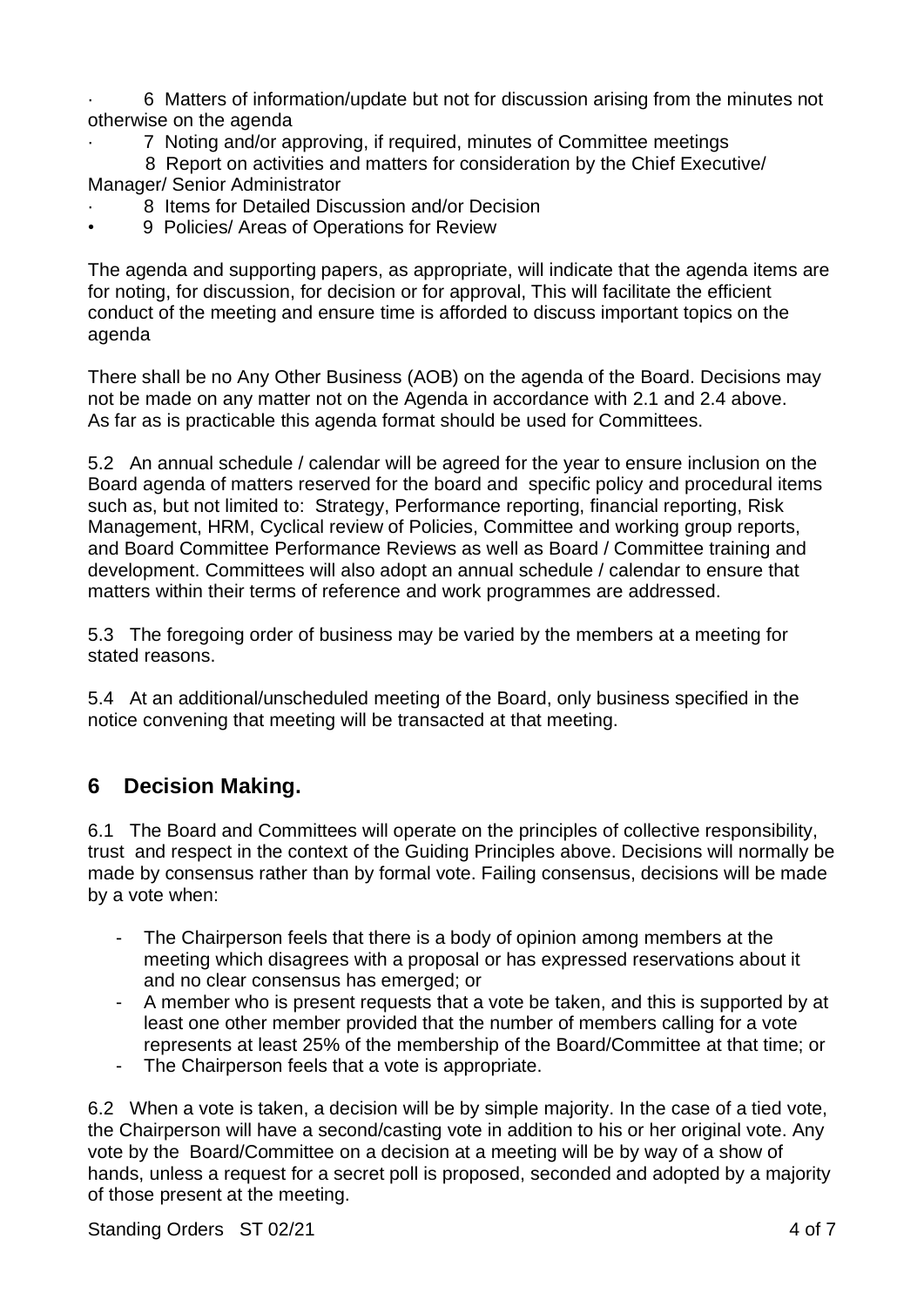- 6 Matters of information/update but not for discussion arising from the minutes not otherwise on the agenda
- 7 Noting and/or approving, if required, minutes of Committee meetings
- 8 Report on activities and matters for consideration by the Chief Executive/ Manager/ Senior Administrator
- 8 Items for Detailed Discussion and/or Decision
- 9 Policies/ Areas of Operations for Review

The agenda and supporting papers, as appropriate, will indicate that the agenda items are for noting, for discussion, for decision or for approval, This will facilitate the efficient conduct of the meeting and ensure time is afforded to discuss important topics on the agenda

There shall be no Any Other Business (AOB) on the agenda of the Board. Decisions may not be made on any matter not on the Agenda in accordance with 2.1 and 2.4 above. As far as is practicable this agenda format should be used for Committees.

5.2 An annual schedule / calendar will be agreed for the year to ensure inclusion on the Board agenda of matters reserved for the board and specific policy and procedural items such as, but not limited to: Strategy, Performance reporting, financial reporting, Risk Management, HRM, Cyclical review of Policies, Committee and working group reports, and Board Committee Performance Reviews as well as Board / Committee training and development. Committees will also adopt an annual schedule / calendar to ensure that matters within their terms of reference and work programmes are addressed.

5.3 The foregoing order of business may be varied by the members at a meeting for stated reasons.

5.4 At an additional/unscheduled meeting of the Board, only business specified in the notice convening that meeting will be transacted at that meeting.

## 6 Decision Making.

6.1 The Board and Committees will operate on the principles of collective responsibility, trust and respect in the context of the Guiding Principles above. Decisions will normally be made by consensus rather than by formal vote. Failing consensus, decisions will be made by a vote when:

- The Chairperson feels that there is a body of opinion among members at the meeting which disagrees with a proposal or has expressed reservations about it and no clear consensus has emerged; or
- A member who is present requests that a vote be taken, and this is supported by at least one other member provided that the number of members calling for a vote represents at least 25% of the membership of the Board/Committee at that time; or
- The Chairperson feels that a vote is appropriate.

6.2 When a vote is taken, a decision will be by simple majority. In the case of a tied vote, the Chairperson will have a second/casting vote in addition to his or her original vote. Any vote by the Board/Committee on a decision at a meeting will be by way of a show of hands, unless a request for a secret poll is proposed, seconded and adopted by a majority of those present at the meeting.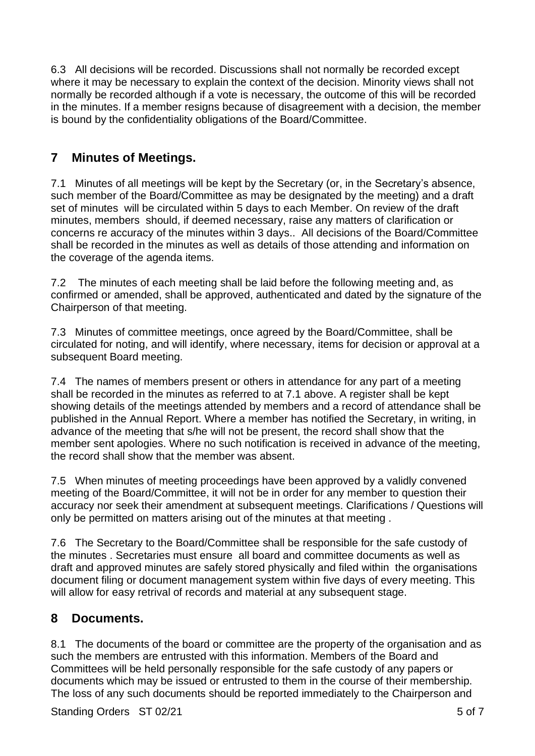6.3 All decisions will be recorded. Discussions shall not normally be recorded except where it may be necessary to explain the context of the decision. Minority views shall not normally be recorded although if a vote is necessary, the outcome of this will be recorded in the minutes. If a member resigns because of disagreement with a decision, the member is bound by the confidentiality obligations of the Board/Committee.

## 7 Minutes of Meetings.

7.1 Minutes of all meetings will be kept by the Secretary (or, in the Secretary's absence, such member of the Board/Committee as may be designated by the meeting) and a draft set of minutes will be circulated within 5 days to each Member. On review of the draft minutes, members should, if deemed necessary, raise any matters of clarification or concerns re accuracy of the minutes within 3 days.. All decisions of the Board/Committee shall be recorded in the minutes as well as details of those attending and information on the coverage of the agenda items.

7.2 The minutes of each meeting shall be laid before the following meeting and, as confirmed or amended, shall be approved, authenticated and dated by the signature of the Chairperson of that meeting.

7.3 Minutes of committee meetings, once agreed by the Board/Committee, shall be circulated for noting, and will identify, where necessary, items for decision or approval at a subsequent Board meeting.

7.4 The names of members present or others in attendance for any part of a meeting shall be recorded in the minutes as referred to at 7.1 above. A register shall be kept showing details of the meetings attended by members and a record of attendance shall be published in the Annual Report. Where a member has notified the Secretary, in writing, in advance of the meeting that s/he will not be present, the record shall show that the member sent apologies. Where no such notification is received in advance of the meeting, the record shall show that the member was absent.

7.5 When minutes of meeting proceedings have been approved by a validly convened meeting of the Board/Committee, it will not be in order for any member to question their accuracy nor seek their amendment at subsequent meetings. Clarifications / Questions will only be permitted on matters arising out of the minutes at that meeting .

7.6 The Secretary to the Board/Committee shall be responsible for the safe custody of the minutes . Secretaries must ensure all board and committee documents as well as draft and approved minutes are safely stored physically and filed within the organisations document filing or document management system within five days of every meeting. This will allow for easy retrival of records and material at any subsequent stage.

## 8 Documents.

8.1 The documents of the board or committee are the property of the organisation and as such the members are entrusted with this information. Members of the Board and Committees will be held personally responsible for the safe custody of any papers or documents which may be issued or entrusted to them in the course of their membership. The loss of any such documents should be reported immediately to the Chairperson and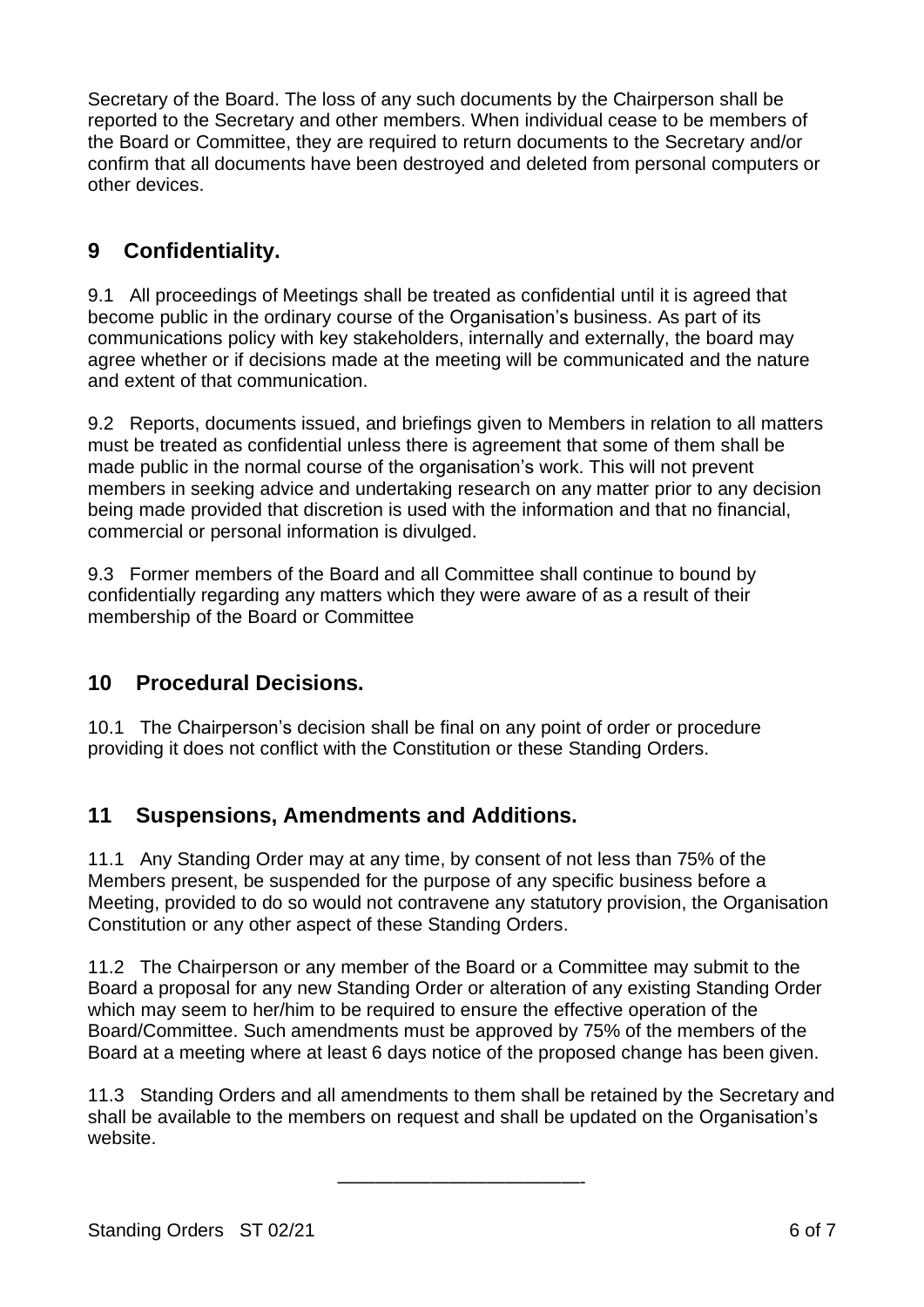Secretary of the Board. The loss of any such documents by the Chairperson shall be reported to the Secretary and other members. When individual cease to be members of the Board or Committee, they are required to return documents to the Secretary and/or confirm that all documents have been destroyed and deleted from personal computers or other devices.

## 9 Confidentiality.

9.1 All proceedings of Meetings shall be treated as confidential until it is agreed that become public in the ordinary course of the Organisation's business. As part of its communications policy with key stakeholders, internally and externally, the board may agree whether or if decisions made at the meeting will be communicated and the nature and extent of that communication.

9.2 Reports, documents issued, and briefings given to Members in relation to all matters must be treated as confidential unless there is agreement that some of them shall be made public in the normal course of the organisation's work. This will not prevent members in seeking advice and undertaking research on any matter prior to any decision being made provided that discretion is used with the information and that no financial, commercial or personal information is divulged.

9.3 Former members of the Board and all Committee shall continue to bound by confidentially regarding any matters which they were aware of as a result of their membership of the Board or Committee

## 10 Procedural Decisions.

10.1 The Chairperson's decision shall be final on any point of order or procedure providing it does not conflict with the Constitution or these Standing Orders.

## 11 Suspensions, Amendments and Additions.

11.1 Any Standing Order may at any time, by consent of not less than 75% of the Members present, be suspended for the purpose of any specific business before a Meeting, provided to do so would not contravene any statutory provision, the Organisation Constitution or any other aspect of these Standing Orders.

11.2 The Chairperson or any member of the Board or a Committee may submit to the Board a proposal for any new Standing Order or alteration of any existing Standing Order which may seem to her/him to be required to ensure the effective operation of the Board/Committee. Such amendments must be approved by 75% of the members of the Board at a meeting where at least 6 days notice of the proposed change has been given.

11.3 Standing Orders and all amendments to them shall be retained by the Secretary and shall be available to the members on request and shall be updated on the Organisation's website.

---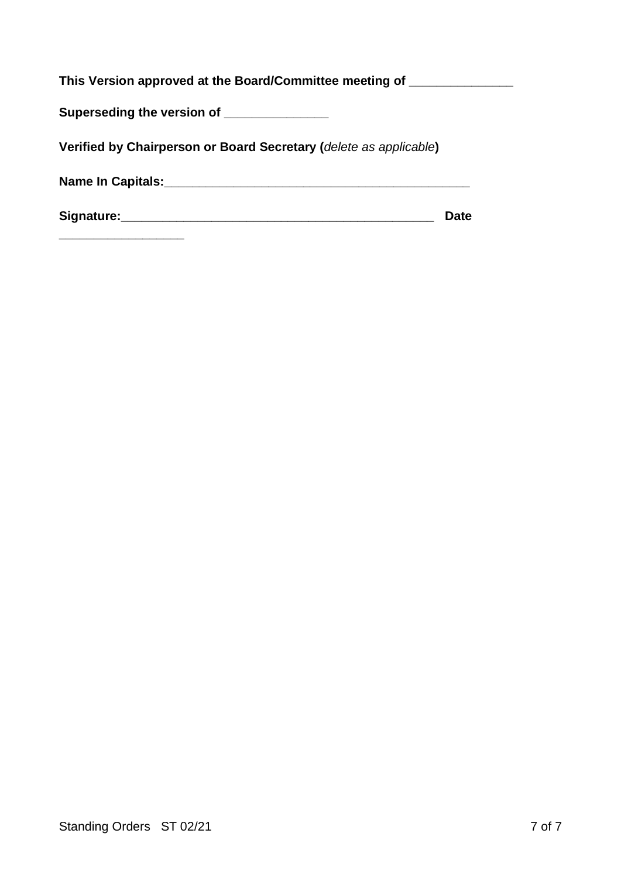**This Version approved at the Board/Committee meeting of ______________**

**Superseding the version of ______________**

**Verified by Chairperson or Board Secretary (***delete as applicable***)**

**Name In Capitals:____________________________________________**

**Signature:_____________________________________________ Date __________________**